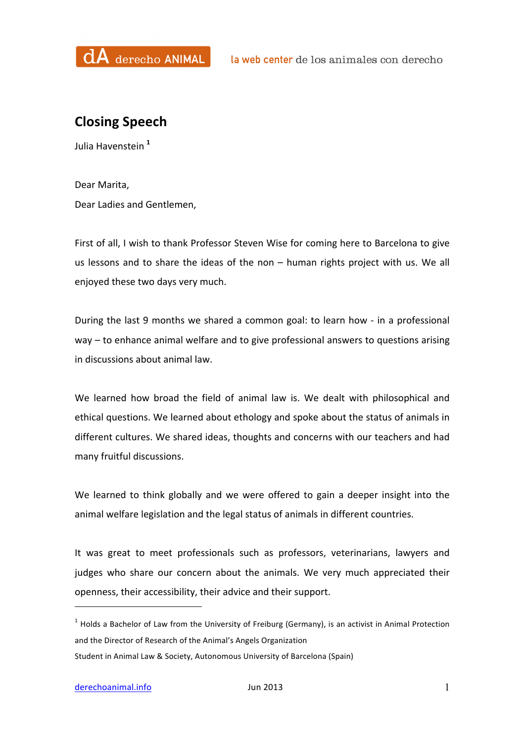# Closing Speech

Julia Havenstein [1]

Dear Marita,

Dear Ladies and Gentlemen,

First of all, I wish to thank Professor Steven Wise for coming here to Barcelona to give us lessons and to share the ideas of the non – human rights project with us. We all enjoyed these two days very much.

During the last 9 months we shared a common goal: to learn how - in a professional way – to enhance animal welfare and to give professional answers to questions arising in discussions about animal law.

We learned how broad the field of animal law is. We dealt with philosophical and ethical questions. We learned about ethology and spoke about the status of animals in different cultures. We shared ideas, thoughts and concerns with our teachers and had many fruitful discussions.

We learned to think globally and we were offered to gain a deeper insight into the animal welfare legislation and the legal status of animals in different countries.

It was great to meet professionals such as professors, veterinarians, lawyers and judges who share our concern about the animals. We very much appreciated their openness, their accessibility, their advice and their support.

---

[1] Holds a Bachelor of Law from the University of Freiburg (Germany), is an activist in Animal Protection and the Director of Research of the Animal's Angels Organization

Student in Animal Law & Society, Autonomous University of Barcelona (Spain)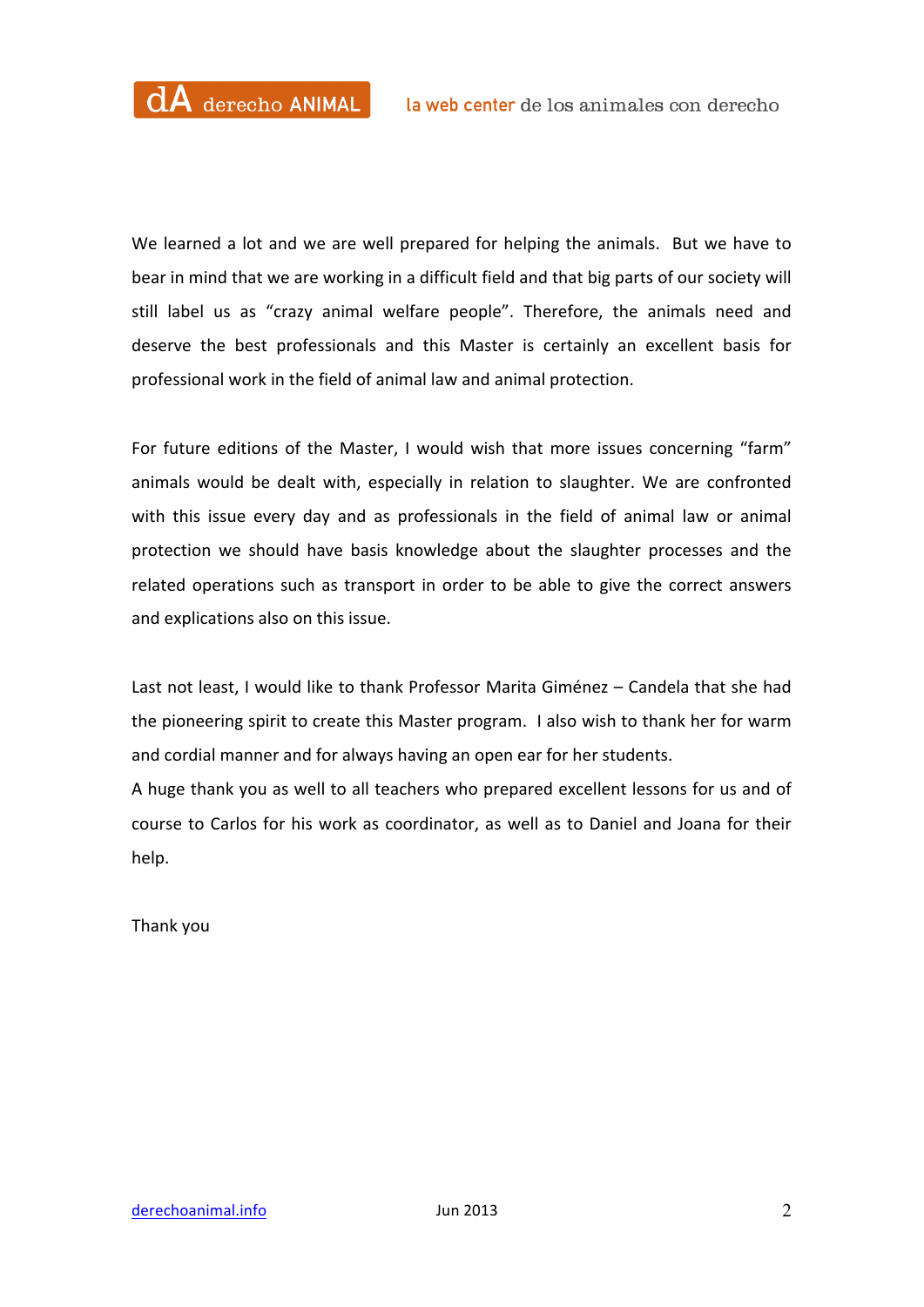We learned a lot and we are well prepared for helping the animals. But we have to bear in mind that we are working in a difficult field and that big parts of our society will still label us as “crazy animal welfare people”. Therefore, the animals need and deserve the best professionals and this Master is certainly an excellent basis for professional work in the field of animal law and animal protection.

For future editions of the Master, I would wish that more issues concerning “farm” animals would be dealt with, especially in relation to slaughter. We are confronted with this issue every day and as professionals in the field of animal law or animal protection we should have basis knowledge about the slaughter processes and the related operations such as transport in order to be able to give the correct answers and explications also on this issue.

Last not least, I would like to thank Professor Marita Giménez – Candela that she had the pioneering spirit to create this Master program. I also wish to thank her for warm and cordial manner and for always having an open ear for her students.
A huge thank you as well to all teachers who prepared excellent lessons for us and of course to Carlos for his work as coordinator, as well as to Daniel and Joana for their help.

Thank you